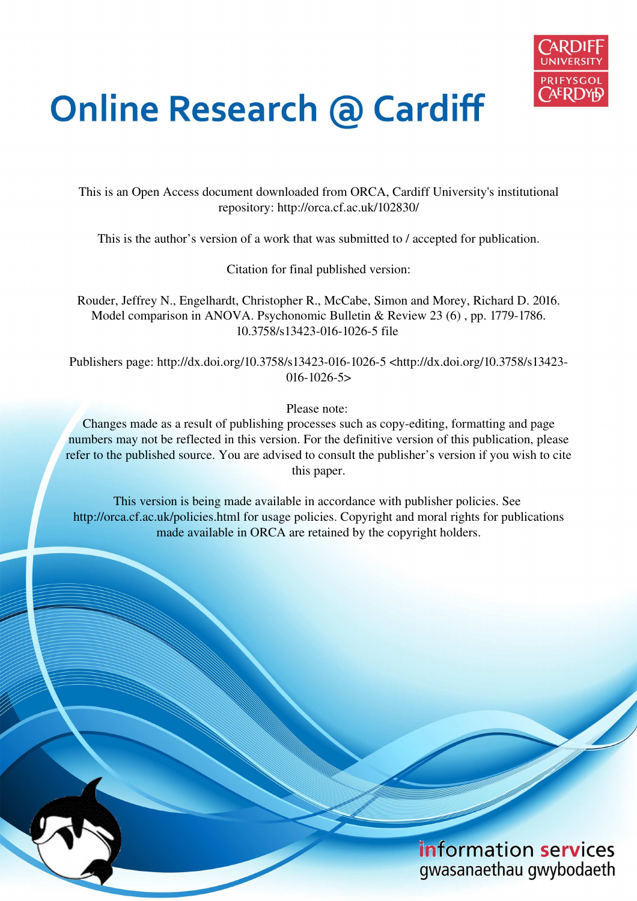# Online Research @ Cardiff

This is an Open Access document downloaded from ORCA, Cardiff University's institutional repository: http://orca.cf.ac.uk/102830/

This is the author's version of a work that was submitted to / accepted for publication.

Citation for final published version:

Rouder, Jeffrey N., Engelhardt, Christopher R., McCabe, Simon and Morey, Richard D. 2016. Model comparison in ANOVA. Psychonomic Bulletin & Review 23 (6) , pp. 1779-1786. 10.3758/s13423-016-1026-5 file

Publishers page: http://dx.doi.org/10.3758/s13423-016-1026-5 <http://dx.doi.org/10.3758/s13423-016-1026-5>

Please note:
Changes made as a result of publishing processes such as copy-editing, formatting and page numbers may not be reflected in this version. For the definitive version of this publication, please refer to the published source. You are advised to consult the publisher's version if you wish to cite this paper.

This version is being made available in accordance with publisher policies. See http://orca.cf.ac.uk/policies.html for usage policies. Copyright and moral rights for publications made available in ORCA are retained by the copyright holders.

information services
gwasanaethau gwybodaeth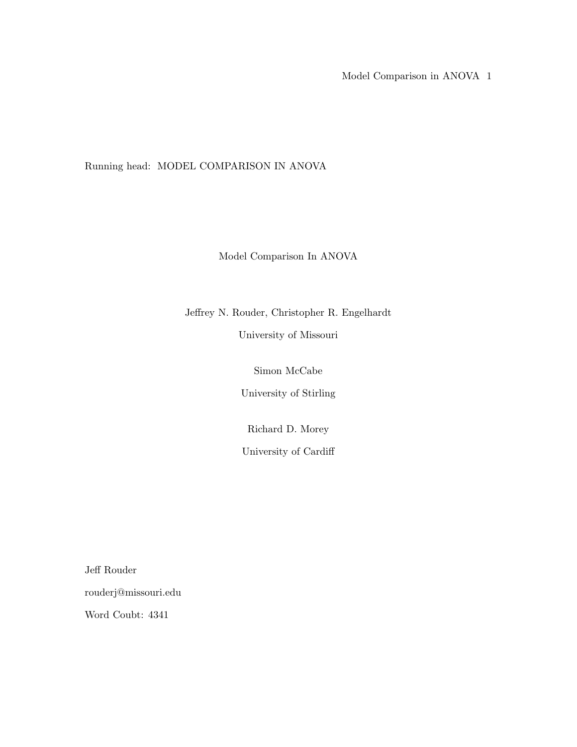Running head: MODEL COMPARISON IN ANOVA

# Model Comparison In ANOVA

Jeffrey N. Rouder, Christopher R. Engelhardt

University of Missouri

Simon McCabe

University of Stirling

Richard D. Morey

University of Cardiff

Jeff Rouder

rouderj@missouri.edu

Word Coubt: 4341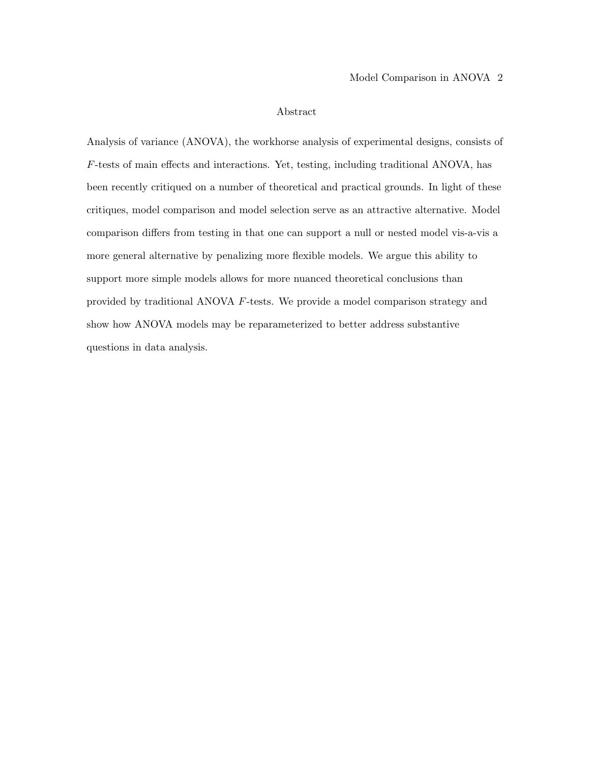# Abstract

Analysis of variance (ANOVA), the workhorse analysis of experimental designs, consists of $F$-tests of main effects and interactions. Yet, testing, including traditional ANOVA, has been recently critiqued on a number of theoretical and practical grounds. In light of these critiques, model comparison and model selection serve as an attractive alternative. Model comparison differs from testing in that one can support a null or nested model vis-a-vis a more general alternative by penalizing more flexible models. We argue this ability to support more simple models allows for more nuanced theoretical conclusions than provided by traditional ANOVA $F$-tests. We provide a model comparison strategy and show how ANOVA models may be reparameterized to better address substantive questions in data analysis.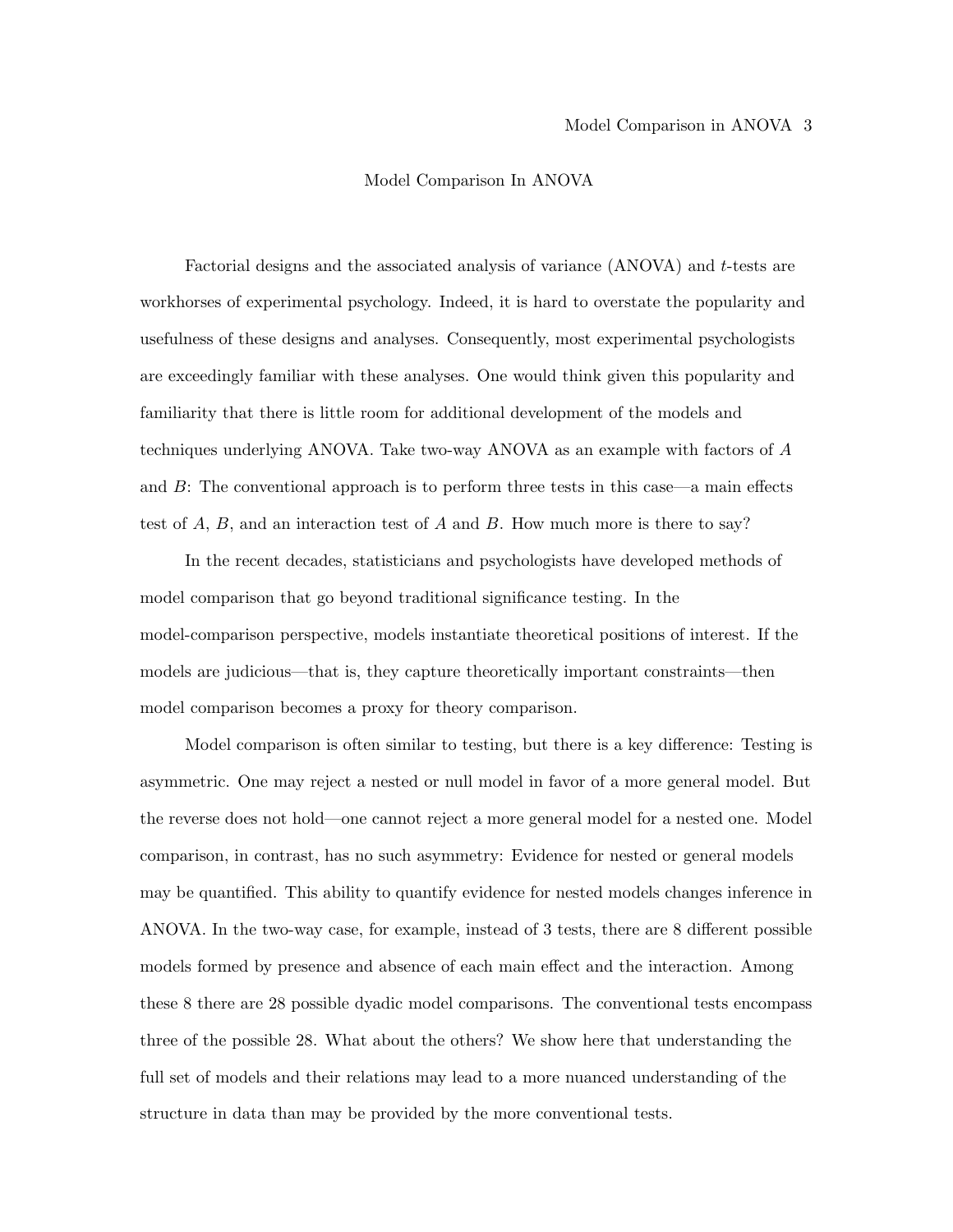# Model Comparison In ANOVA

Factorial designs and the associated analysis of variance (ANOVA) and $t$-tests are workhorses of experimental psychology. Indeed, it is hard to overstate the popularity and usefulness of these designs and analyses. Consequently, most experimental psychologists are exceedingly familiar with these analyses. One would think given this popularity and familiarity that there is little room for additional development of the models and techniques underlying ANOVA. Take two-way ANOVA as an example with factors of $A$ and $B$: The conventional approach is to perform three tests in this case—a main effects test of $A$, $B$, and an interaction test of $A$ and $B$. How much more is there to say?

In the recent decades, statisticians and psychologists have developed methods of model comparison that go beyond traditional significance testing. In the model-comparison perspective, models instantiate theoretical positions of interest. If the models are judicious—that is, they capture theoretically important constraints—then model comparison becomes a proxy for theory comparison.

Model comparison is often similar to testing, but there is a key difference: Testing is asymmetric. One may reject a nested or null model in favor of a more general model. But the reverse does not hold—one cannot reject a more general model for a nested one. Model comparison, in contrast, has no such asymmetry: Evidence for nested or general models may be quantified. This ability to quantify evidence for nested models changes inference in ANOVA. In the two-way case, for example, instead of 3 tests, there are 8 different possible models formed by presence and absence of each main effect and the interaction. Among these 8 there are 28 possible dyadic model comparisons. The conventional tests encompass three of the possible 28. What about the others? We show here that understanding the full set of models and their relations may lead to a more nuanced understanding of the structure in data than may be provided by the more conventional tests.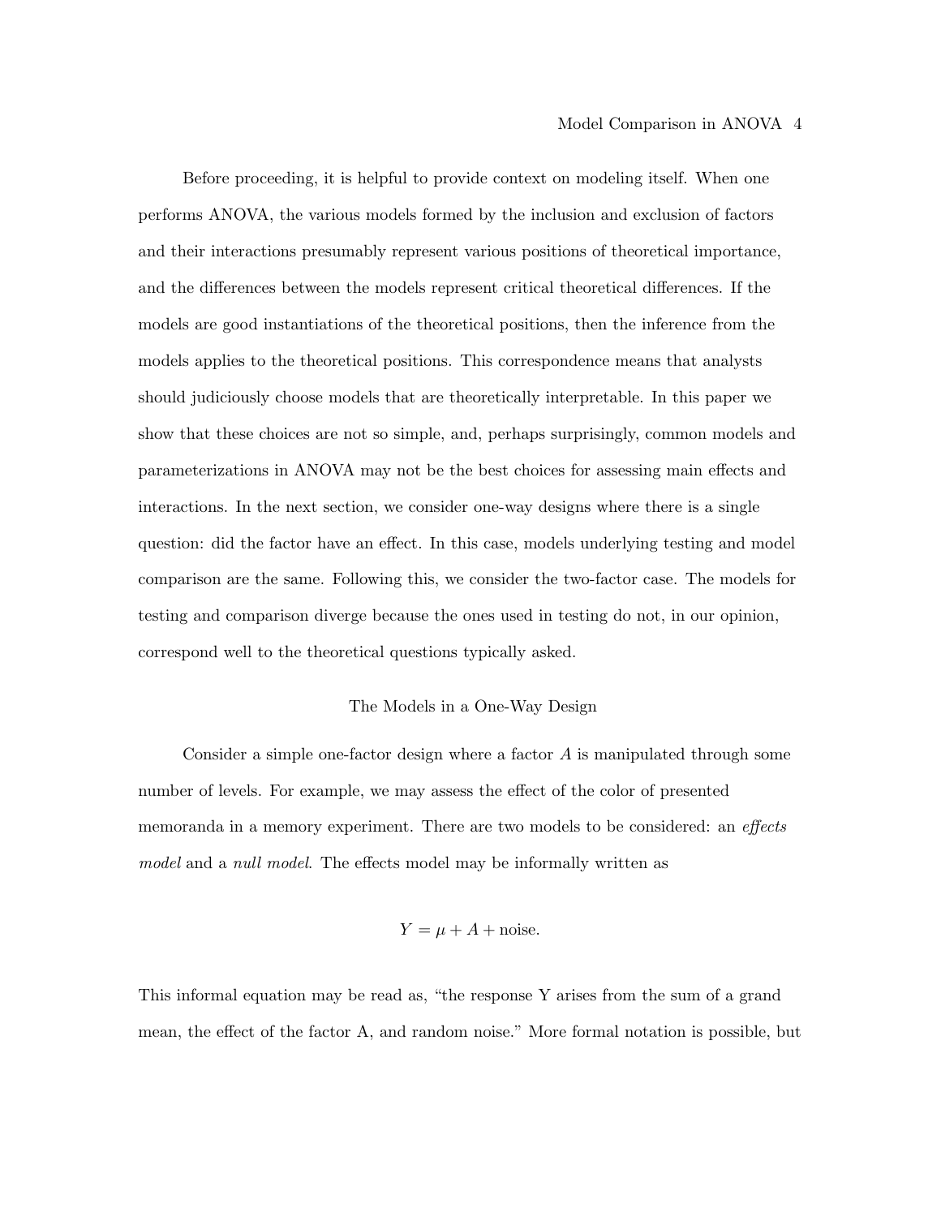Before proceeding, it is helpful to provide context on modeling itself. When one performs ANOVA, the various models formed by the inclusion and exclusion of factors and their interactions presumably represent various positions of theoretical importance, and the differences between the models represent critical theoretical differences. If the models are good instantiations of the theoretical positions, then the inference from the models applies to the theoretical positions. This correspondence means that analysts should judiciously choose models that are theoretically interpretable. In this paper we show that these choices are not so simple, and, perhaps surprisingly, common models and parameterizations in ANOVA may not be the best choices for assessing main effects and interactions. In the next section, we consider one-way designs where there is a single question: did the factor have an effect. In this case, models underlying testing and model comparison are the same. Following this, we consider the two-factor case. The models for testing and comparison diverge because the ones used in testing do not, in our opinion, correspond well to the theoretical questions typically asked.

## The Models in a One-Way Design

Consider a simple one-factor design where a factor $A$ is manipulated through some number of levels. For example, we may assess the effect of the color of presented memoranda in a memory experiment. There are two models to be considered: an *effects model* and a *null model*. The effects model may be informally written as

$$Y = \mu + A + \text{noise}.$$

This informal equation may be read as, "the response Y arises from the sum of a grand mean, the effect of the factor A, and random noise." More formal notation is possible, but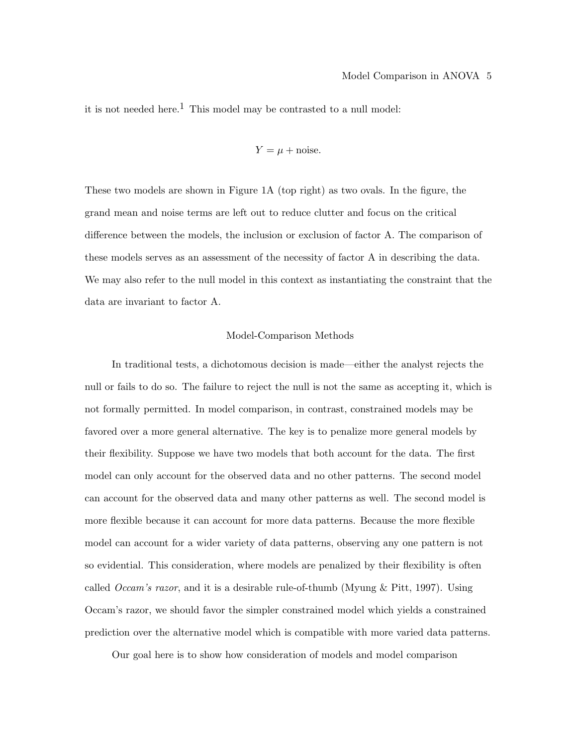it is not needed here.[1] This model may be contrasted to a null model:

$$Y = \mu + \text{noise}.$$

These two models are shown in Figure 1A (top right) as two ovals. In the figure, the grand mean and noise terms are left out to reduce clutter and focus on the critical difference between the models, the inclusion or exclusion of factor A. The comparison of these models serves as an assessment of the necessity of factor A in describing the data. We may also refer to the null model in this context as instantiating the constraint that the data are invariant to factor A.

## Model-Comparison Methods

In traditional tests, a dichotomous decision is made—either the analyst rejects the null or fails to do so. The failure to reject the null is not the same as accepting it, which is not formally permitted. In model comparison, in contrast, constrained models may be favored over a more general alternative. The key is to penalize more general models by their flexibility. Suppose we have two models that both account for the data. The first model can only account for the observed data and no other patterns. The second model can account for the observed data and many other patterns as well. The second model is more flexible because it can account for more data patterns. Because the more flexible model can account for a wider variety of data patterns, observing any one pattern is not so evidential. This consideration, where models are penalized by their flexibility is often called *Occam's razor*, and it is a desirable rule-of-thumb (Myung & Pitt, 1997). Using Occam's razor, we should favor the simpler constrained model which yields a constrained prediction over the alternative model which is compatible with more varied data patterns.

Our goal here is to show how consideration of models and model comparison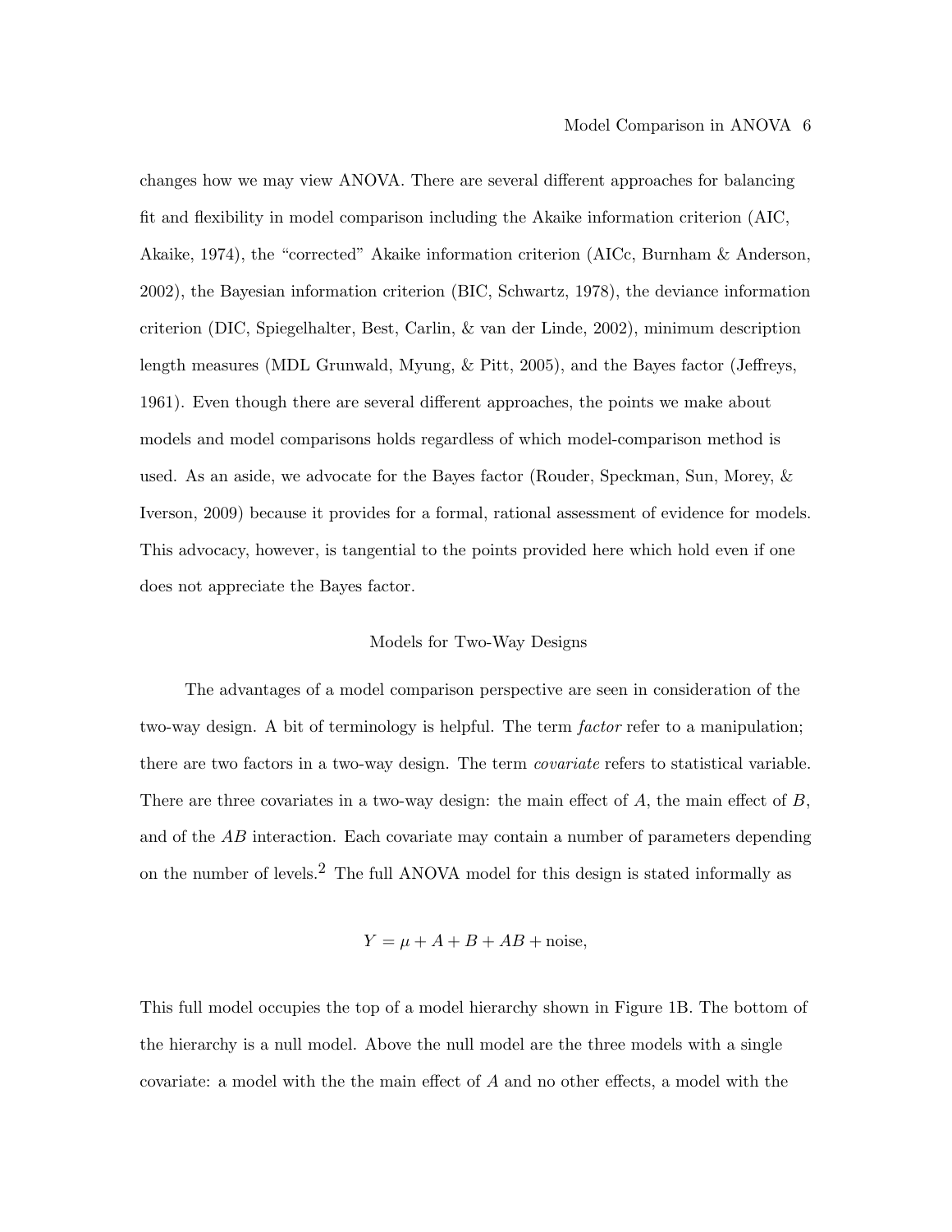changes how we may view ANOVA. There are several different approaches for balancing fit and flexibility in model comparison including the Akaike information criterion (AIC, Akaike, 1974), the "corrected" Akaike information criterion (AICc, Burnham & Anderson, 2002), the Bayesian information criterion (BIC, Schwartz, 1978), the deviance information criterion (DIC, Spiegelhalter, Best, Carlin, & van der Linde, 2002), minimum description length measures (MDL Grunwald, Myung, & Pitt, 2005), and the Bayes factor (Jeffreys, 1961). Even though there are several different approaches, the points we make about models and model comparisons holds regardless of which model-comparison method is used. As an aside, we advocate for the Bayes factor (Rouder, Speckman, Sun, Morey, & Iverson, 2009) because it provides for a formal, rational assessment of evidence for models. This advocacy, however, is tangential to the points provided here which hold even if one does not appreciate the Bayes factor.

## Models for Two-Way Designs

The advantages of a model comparison perspective are seen in consideration of the two-way design. A bit of terminology is helpful. The term *factor* refer to a manipulation; there are two factors in a two-way design. The term *covariate* refers to statistical variable. There are three covariates in a two-way design: the main effect of $A$, the main effect of $B$, and of the $AB$ interaction. Each covariate may contain a number of parameters depending on the number of levels.[2] The full ANOVA model for this design is stated informally as

$$Y = \mu + A + B + AB + \text{noise},$$

This full model occupies the top of a model hierarchy shown in Figure 1B. The bottom of the hierarchy is a null model. Above the null model are the three models with a single covariate: a model with the the main effect of $A$ and no other effects, a model with the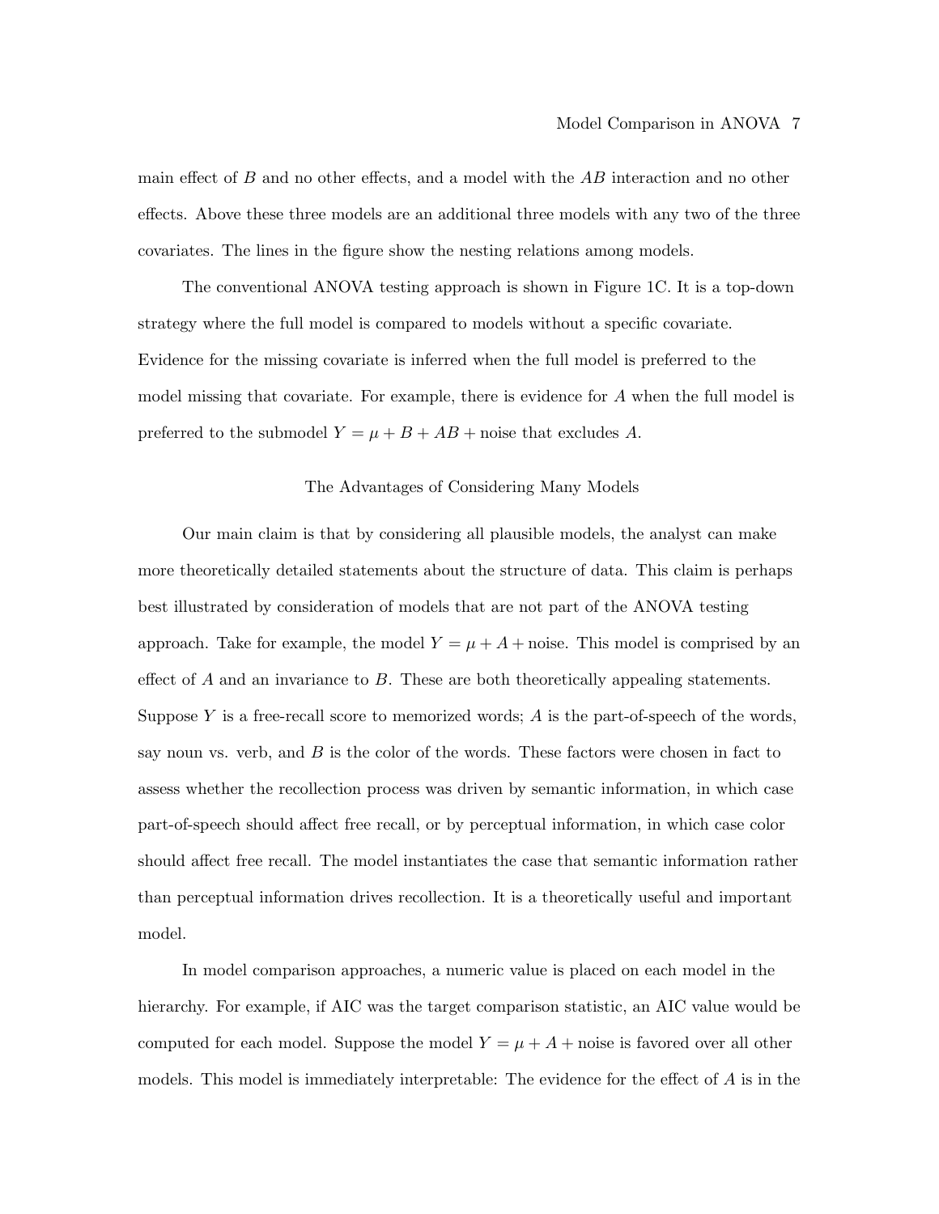main effect of $B$ and no other effects, and a model with the $AB$ interaction and no other effects. Above these three models are an additional three models with any two of the three covariates. The lines in the figure show the nesting relations among models.

The conventional ANOVA testing approach is shown in Figure 1C. It is a top-down strategy where the full model is compared to models without a specific covariate. Evidence for the missing covariate is inferred when the full model is preferred to the model missing that covariate. For example, there is evidence for $A$ when the full model is preferred to the submodel $Y = \mu + B + AB + \text{noise}$ that excludes $A$.

## The Advantages of Considering Many Models

Our main claim is that by considering all plausible models, the analyst can make more theoretically detailed statements about the structure of data. This claim is perhaps best illustrated by consideration of models that are not part of the ANOVA testing approach. Take for example, the model $Y = \mu + A + \text{noise}$. This model is comprised by an effect of $A$ and an invariance to $B$. These are both theoretically appealing statements. Suppose $Y$ is a free-recall score to memorized words; $A$ is the part-of-speech of the words, say noun vs. verb, and $B$ is the color of the words. These factors were chosen in fact to assess whether the recollection process was driven by semantic information, in which case part-of-speech should affect free recall, or by perceptual information, in which case color should affect free recall. The model instantiates the case that semantic information rather than perceptual information drives recollection. It is a theoretically useful and important model.

In model comparison approaches, a numeric value is placed on each model in the hierarchy. For example, if AIC was the target comparison statistic, an AIC value would be computed for each model. Suppose the model $Y = \mu + A + \text{noise}$ is favored over all other models. This model is immediately interpretable: The evidence for the effect of $A$ is in the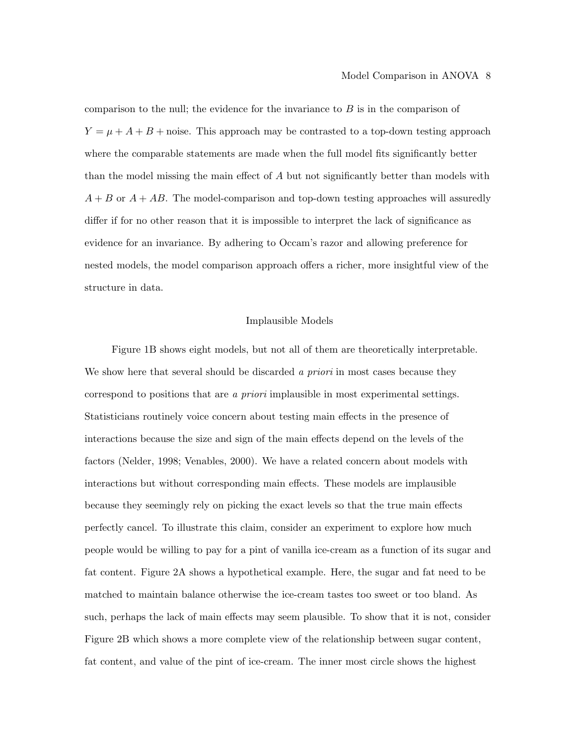comparison to the null; the evidence for the invariance to $B$ is in the comparison of $Y = \mu + A + B + \text{noise}$. This approach may be contrasted to a top-down testing approach where the comparable statements are made when the full model fits significantly better than the model missing the main effect of $A$ but not significantly better than models with $A + B$ or $A + AB$. The model-comparison and top-down testing approaches will assuredly differ if for no other reason that it is impossible to interpret the lack of significance as evidence for an invariance. By adhering to Occam's razor and allowing preference for nested models, the model comparison approach offers a richer, more insightful view of the structure in data.

## Implausible Models

Figure 1B shows eight models, but not all of them are theoretically interpretable. We show here that several should be discarded *a priori* in most cases because they correspond to positions that are *a priori* implausible in most experimental settings. Statisticians routinely voice concern about testing main effects in the presence of interactions because the size and sign of the main effects depend on the levels of the factors (Nelder, 1998; Venables, 2000). We have a related concern about models with interactions but without corresponding main effects. These models are implausible because they seemingly rely on picking the exact levels so that the true main effects perfectly cancel. To illustrate this claim, consider an experiment to explore how much people would be willing to pay for a pint of vanilla ice-cream as a function of its sugar and fat content. Figure 2A shows a hypothetical example. Here, the sugar and fat need to be matched to maintain balance otherwise the ice-cream tastes too sweet or too bland. As such, perhaps the lack of main effects may seem plausible. To show that it is not, consider Figure 2B which shows a more complete view of the relationship between sugar content, fat content, and value of the pint of ice-cream. The inner most circle shows the highest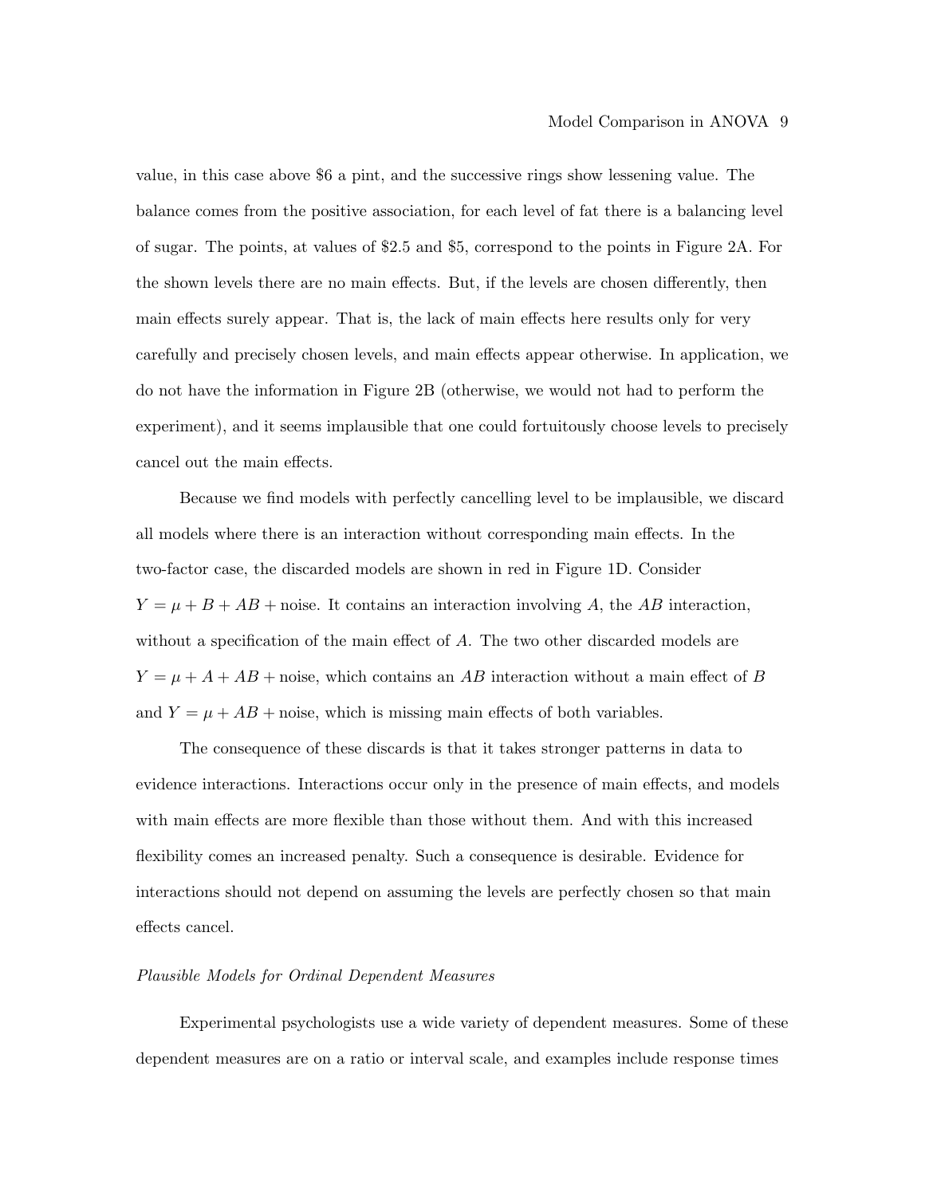value, in this case above \$6 a pint, and the successive rings show lessening value. The balance comes from the positive association, for each level of fat there is a balancing level of sugar. The points, at values of \$2.5 and \$5, correspond to the points in Figure 2A. For the shown levels there are no main effects. But, if the levels are chosen differently, then main effects surely appear. That is, the lack of main effects here results only for very carefully and precisely chosen levels, and main effects appear otherwise. In application, we do not have the information in Figure 2B (otherwise, we would not had to perform the experiment), and it seems implausible that one could fortuitously choose levels to precisely cancel out the main effects.

Because we find models with perfectly cancelling level to be implausible, we discard all models where there is an interaction without corresponding main effects. In the two-factor case, the discarded models are shown in red in Figure 1D. Consider $Y = \mu + B + AB + \text{noise}$. It contains an interaction involving $A$, the $AB$ interaction, without a specification of the main effect of $A$. The two other discarded models are $Y = \mu + A + AB + \text{noise}$, which contains an $AB$ interaction without a main effect of $B$ and $Y = \mu + AB + \text{noise}$, which is missing main effects of both variables.

The consequence of these discards is that it takes stronger patterns in data to evidence interactions. Interactions occur only in the presence of main effects, and models with main effects are more flexible than those without them. And with this increased flexibility comes an increased penalty. Such a consequence is desirable. Evidence for interactions should not depend on assuming the levels are perfectly chosen so that main effects cancel.

*Plausible Models for Ordinal Dependent Measures*

Experimental psychologists use a wide variety of dependent measures. Some of these dependent measures are on a ratio or interval scale, and examples include response times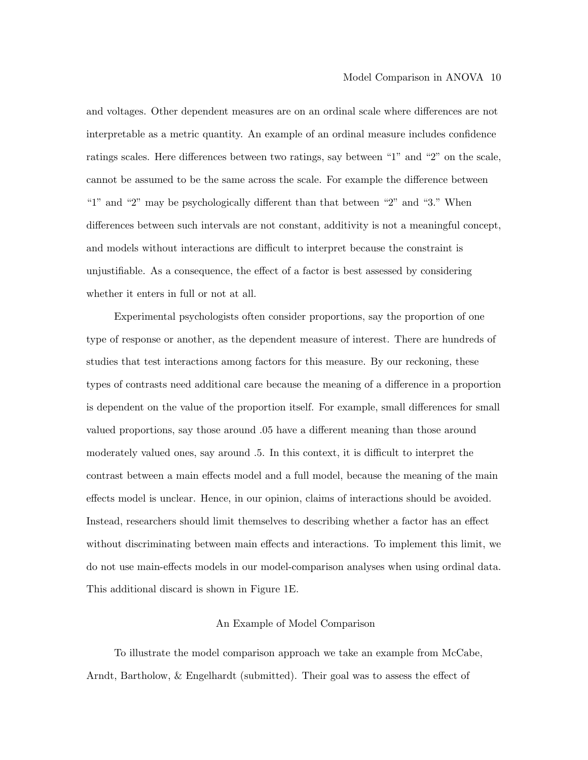and voltages. Other dependent measures are on an ordinal scale where differences are not interpretable as a metric quantity. An example of an ordinal measure includes confidence ratings scales. Here differences between two ratings, say between "1" and "2" on the scale, cannot be assumed to be the same across the scale. For example the difference between "1" and "2" may be psychologically different than that between "2" and "3." When differences between such intervals are not constant, additivity is not a meaningful concept, and models without interactions are difficult to interpret because the constraint is unjustifiable. As a consequence, the effect of a factor is best assessed by considering whether it enters in full or not at all.

Experimental psychologists often consider proportions, say the proportion of one type of response or another, as the dependent measure of interest. There are hundreds of studies that test interactions among factors for this measure. By our reckoning, these types of contrasts need additional care because the meaning of a difference in a proportion is dependent on the value of the proportion itself. For example, small differences for small valued proportions, say those around .05 have a different meaning than those around moderately valued ones, say around .5. In this context, it is difficult to interpret the contrast between a main effects model and a full model, because the meaning of the main effects model is unclear. Hence, in our opinion, claims of interactions should be avoided. Instead, researchers should limit themselves to describing whether a factor has an effect without discriminating between main effects and interactions. To implement this limit, we do not use main-effects models in our model-comparison analyses when using ordinal data. This additional discard is shown in Figure 1E.

## An Example of Model Comparison

To illustrate the model comparison approach we take an example from McCabe, Arndt, Bartholow, & Engelhardt (submitted). Their goal was to assess the effect of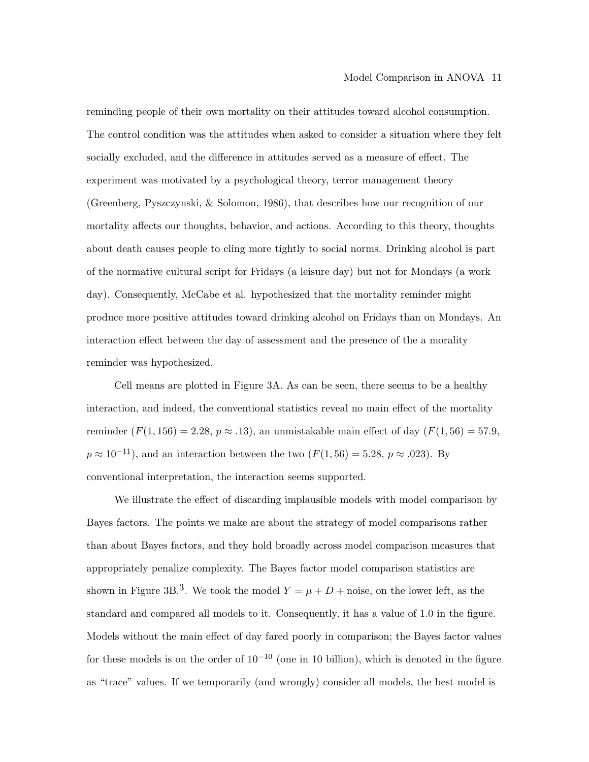reminding people of their own mortality on their attitudes toward alcohol consumption. The control condition was the attitudes when asked to consider a situation where they felt socially excluded, and the difference in attitudes served as a measure of effect. The experiment was motivated by a psychological theory, terror management theory (Greenberg, Pyszczynski, & Solomon, 1986), that describes how our recognition of our mortality affects our thoughts, behavior, and actions. According to this theory, thoughts about death causes people to cling more tightly to social norms. Drinking alcohol is part of the normative cultural script for Fridays (a leisure day) but not for Mondays (a work day). Consequently, McCabe et al. hypothesized that the mortality reminder might produce more positive attitudes toward drinking alcohol on Fridays than on Mondays. An interaction effect between the day of assessment and the presence of the a morality reminder was hypothesized.

Cell means are plotted in Figure 3A. As can be seen, there seems to be a healthy interaction, and indeed, the conventional statistics reveal no main effect of the mortality reminder ($F(1,156) = 2.28$, $p \approx .13$), an unmistakable main effect of day ($F(1,56) = 57.9$, $p \approx 10^{-11}$), and an interaction between the two ($F(1,56) = 5.28$, $p \approx .023$). By conventional interpretation, the interaction seems supported.

We illustrate the effect of discarding implausible models with model comparison by Bayes factors. The points we make are about the strategy of model comparisons rather than about Bayes factors, and they hold broadly across model comparison measures that appropriately penalize complexity. The Bayes factor model comparison statistics are shown in Figure 3B.[3]. We took the model $Y = \mu + D +$ noise, on the lower left, as the standard and compared all models to it. Consequently, it has a value of 1.0 in the figure. Models without the main effect of day fared poorly in comparison; the Bayes factor values for these models is on the order of $10^{-10}$ (one in 10 billion), which is denoted in the figure as "trace" values. If we temporarily (and wrongly) consider all models, the best model is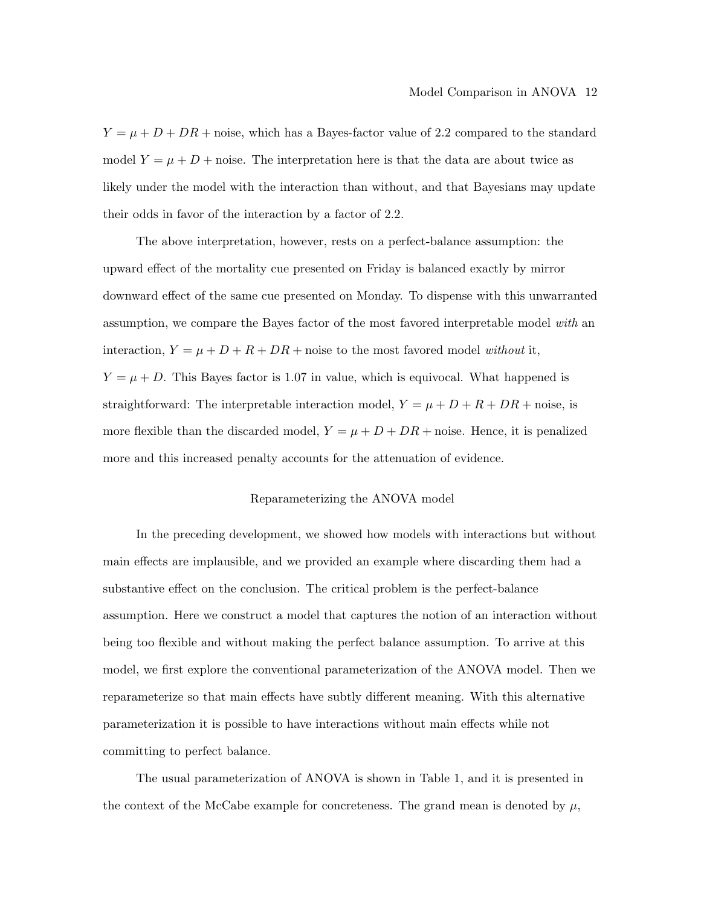$Y = \mu + D + DR + \text{noise}$, which has a Bayes-factor value of 2.2 compared to the standard model $Y = \mu + D + \text{noise}$. The interpretation here is that the data are about twice as likely under the model with the interaction than without, and that Bayesians may update their odds in favor of the interaction by a factor of 2.2.

The above interpretation, however, rests on a perfect-balance assumption: the upward effect of the mortality cue presented on Friday is balanced exactly by mirror downward effect of the same cue presented on Monday. To dispense with this unwarranted assumption, we compare the Bayes factor of the most favored interpretable model *with* an interaction, $Y = \mu + D + R + DR + \text{noise}$ to the most favored model *without* it, $Y = \mu + D$. This Bayes factor is 1.07 in value, which is equivocal. What happened is straightforward: The interpretable interaction model, $Y = \mu + D + R + DR + \text{noise}$, is more flexible than the discarded model, $Y = \mu + D + DR + \text{noise}$. Hence, it is penalized more and this increased penalty accounts for the attenuation of evidence.

## Reparameterizing the ANOVA model

In the preceding development, we showed how models with interactions but without main effects are implausible, and we provided an example where discarding them had a substantive effect on the conclusion. The critical problem is the perfect-balance assumption. Here we construct a model that captures the notion of an interaction without being too flexible and without making the perfect balance assumption. To arrive at this model, we first explore the conventional parameterization of the ANOVA model. Then we reparameterize so that main effects have subtly different meaning. With this alternative parameterization it is possible to have interactions without main effects while not committing to perfect balance.

The usual parameterization of ANOVA is shown in Table 1, and it is presented in the context of the McCabe example for concreteness. The grand mean is denoted by $\mu$,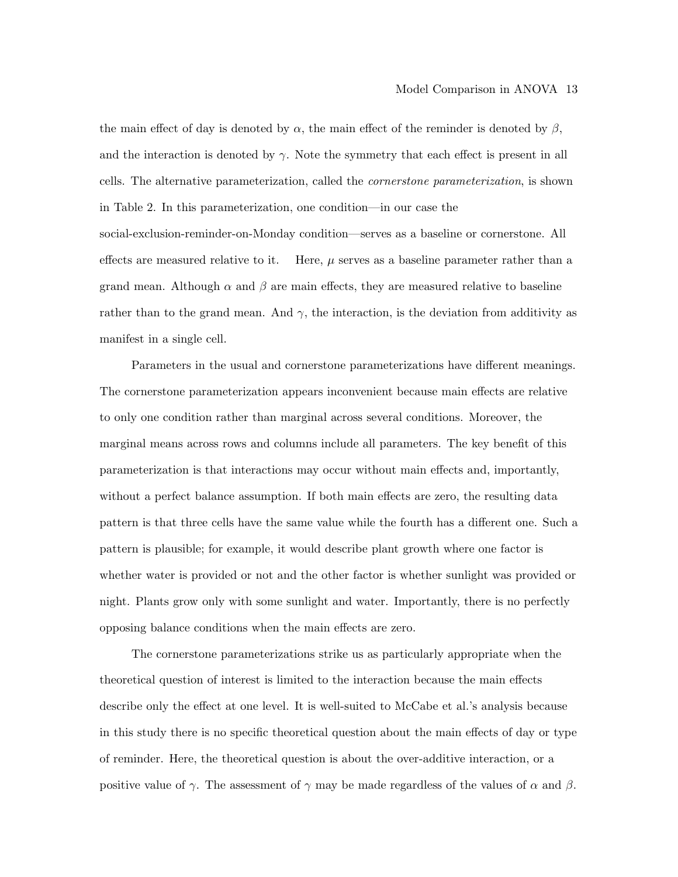the main effect of day is denoted by $\alpha$, the main effect of the reminder is denoted by $\beta$, and the interaction is denoted by $\gamma$. Note the symmetry that each effect is present in all cells. The alternative parameterization, called the *cornerstone parameterization*, is shown in Table 2. In this parameterization, one condition—in our case the social-exclusion-reminder-on-Monday condition—serves as a baseline or cornerstone. All effects are measured relative to it. Here, $\mu$ serves as a baseline parameter rather than a grand mean. Although $\alpha$ and $\beta$ are main effects, they are measured relative to baseline rather than to the grand mean. And $\gamma$, the interaction, is the deviation from additivity as manifest in a single cell.

Parameters in the usual and cornerstone parameterizations have different meanings. The cornerstone parameterization appears inconvenient because main effects are relative to only one condition rather than marginal across several conditions. Moreover, the marginal means across rows and columns include all parameters. The key benefit of this parameterization is that interactions may occur without main effects and, importantly, without a perfect balance assumption. If both main effects are zero, the resulting data pattern is that three cells have the same value while the fourth has a different one. Such a pattern is plausible; for example, it would describe plant growth where one factor is whether water is provided or not and the other factor is whether sunlight was provided or night. Plants grow only with some sunlight and water. Importantly, there is no perfectly opposing balance conditions when the main effects are zero.

The cornerstone parameterizations strike us as particularly appropriate when the theoretical question of interest is limited to the interaction because the main effects describe only the effect at one level. It is well-suited to McCabe et al.'s analysis because in this study there is no specific theoretical question about the main effects of day or type of reminder. Here, the theoretical question is about the over-additive interaction, or a positive value of $\gamma$. The assessment of $\gamma$ may be made regardless of the values of $\alpha$ and $\beta$.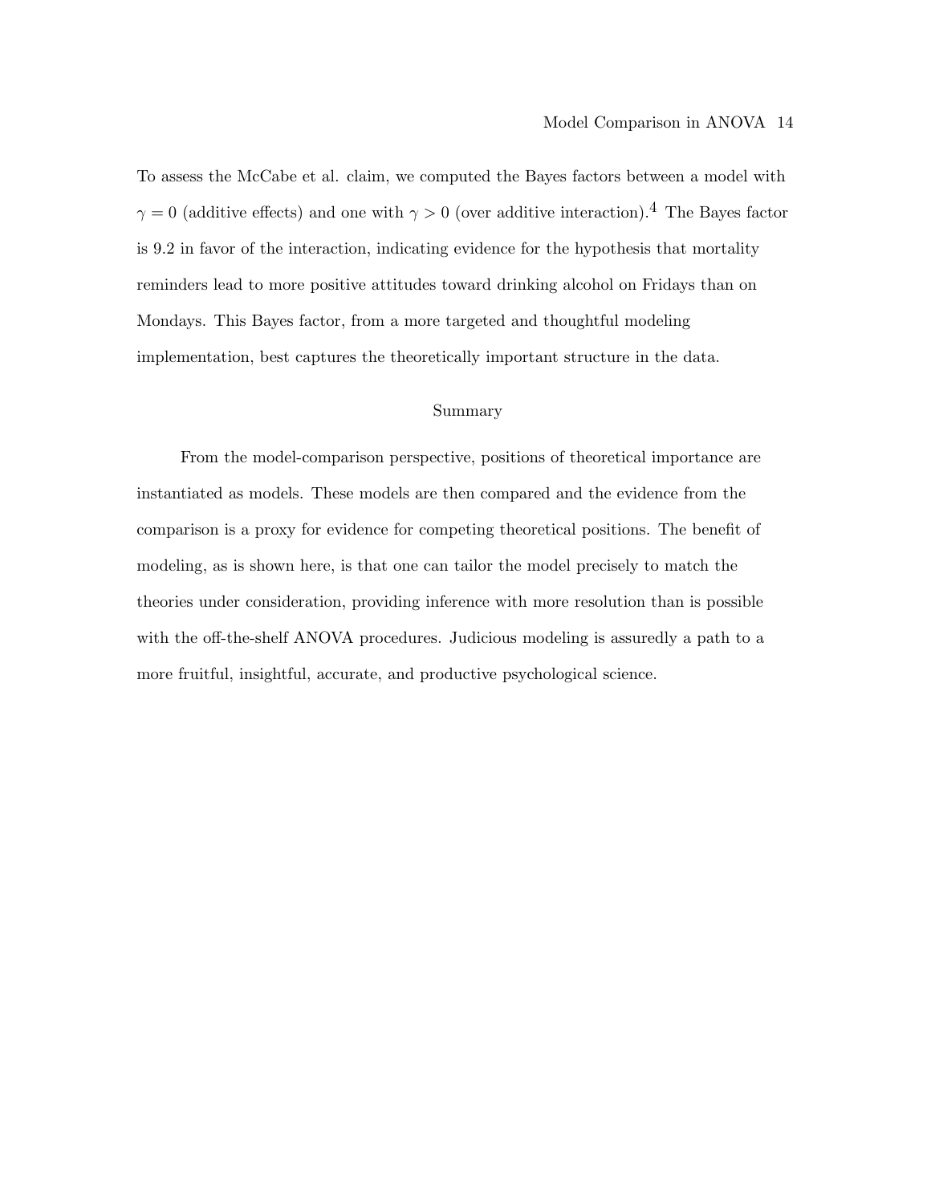To assess the McCabe et al. claim, we computed the Bayes factors between a model with $\gamma = 0$ (additive effects) and one with $\gamma > 0$ (over additive interaction).[4] The Bayes factor is 9.2 in favor of the interaction, indicating evidence for the hypothesis that mortality reminders lead to more positive attitudes toward drinking alcohol on Fridays than on Mondays. This Bayes factor, from a more targeted and thoughtful modeling implementation, best captures the theoretically important structure in the data.

## Summary

From the model-comparison perspective, positions of theoretical importance are instantiated as models. These models are then compared and the evidence from the comparison is a proxy for evidence for competing theoretical positions. The benefit of modeling, as is shown here, is that one can tailor the model precisely to match the theories under consideration, providing inference with more resolution than is possible with the off-the-shelf ANOVA procedures. Judicious modeling is assuredly a path to a more fruitful, insightful, accurate, and productive psychological science.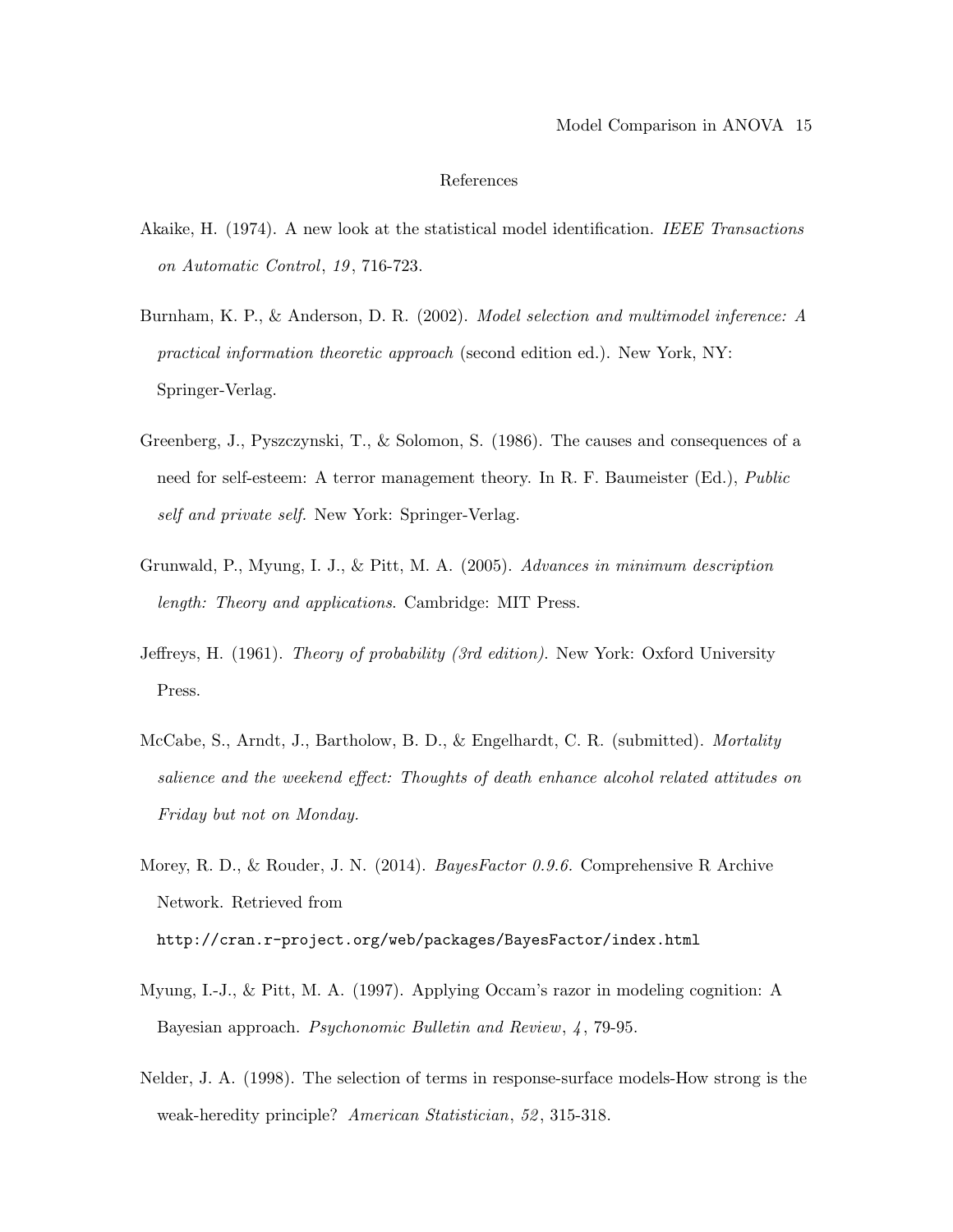# References

Akaike, H. (1974). A new look at the statistical model identification. *IEEE Transactions on Automatic Control*, *19*, 716-723.

Burnham, K. P., & Anderson, D. R. (2002). *Model selection and multimodel inference: A practical information theoretic approach* (second edition ed.). New York, NY: Springer-Verlag.

Greenberg, J., Pyszczynski, T., & Solomon, S. (1986). The causes and consequences of a need for self-esteem: A terror management theory. In R. F. Baumeister (Ed.), *Public self and private self.* New York: Springer-Verlag.

Grunwald, P., Myung, I. J., & Pitt, M. A. (2005). *Advances in minimum description length: Theory and applications*. Cambridge: MIT Press.

Jeffreys, H. (1961). *Theory of probability (3rd edition)*. New York: Oxford University Press.

McCabe, S., Arndt, J., Bartholow, B. D., & Engelhardt, C. R. (submitted). *Mortality salience and the weekend effect: Thoughts of death enhance alcohol related attitudes on Friday but not on Monday.*

Morey, R. D., & Rouder, J. N. (2014). *BayesFactor 0.9.6.* Comprehensive R Archive Network. Retrieved from `http://cran.r-project.org/web/packages/BayesFactor/index.html`

Myung, I.-J., & Pitt, M. A. (1997). Applying Occam's razor in modeling cognition: A Bayesian approach. *Psychonomic Bulletin and Review*, *4*, 79-95.

Nelder, J. A. (1998). The selection of terms in response-surface models-How strong is the weak-heredity principle? *American Statistician*, *52*, 315-318.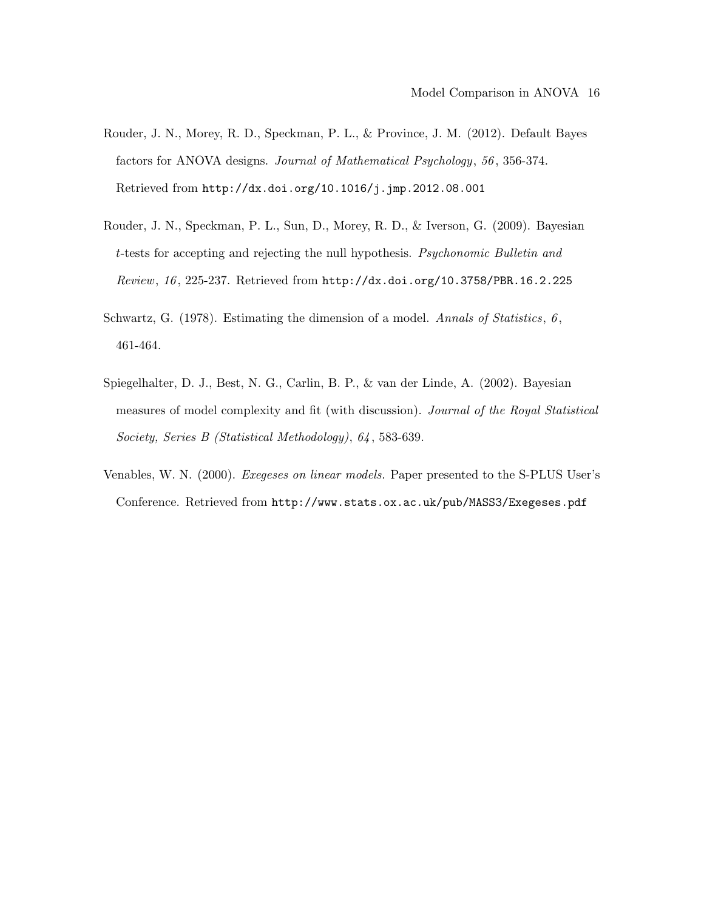Rouder, J. N., Morey, R. D., Speckman, P. L., & Province, J. M. (2012). Default Bayes factors for ANOVA designs. *Journal of Mathematical Psychology*, *56*, 356-374. Retrieved from `http://dx.doi.org/10.1016/j.jmp.2012.08.001`

Rouder, J. N., Speckman, P. L., Sun, D., Morey, R. D., & Iverson, G. (2009). Bayesian $t$-tests for accepting and rejecting the null hypothesis. *Psychonomic Bulletin and Review*, *16*, 225-237. Retrieved from `http://dx.doi.org/10.3758/PBR.16.2.225`

Schwartz, G. (1978). Estimating the dimension of a model. *Annals of Statistics*, *6*, 461-464.

Spiegelhalter, D. J., Best, N. G., Carlin, B. P., & van der Linde, A. (2002). Bayesian measures of model complexity and fit (with discussion). *Journal of the Royal Statistical Society, Series B (Statistical Methodology)*, *64*, 583-639.

Venables, W. N. (2000). *Exegeses on linear models.* Paper presented to the S-PLUS User's Conference. Retrieved from `http://www.stats.ox.ac.uk/pub/MASS3/Exegeses.pdf`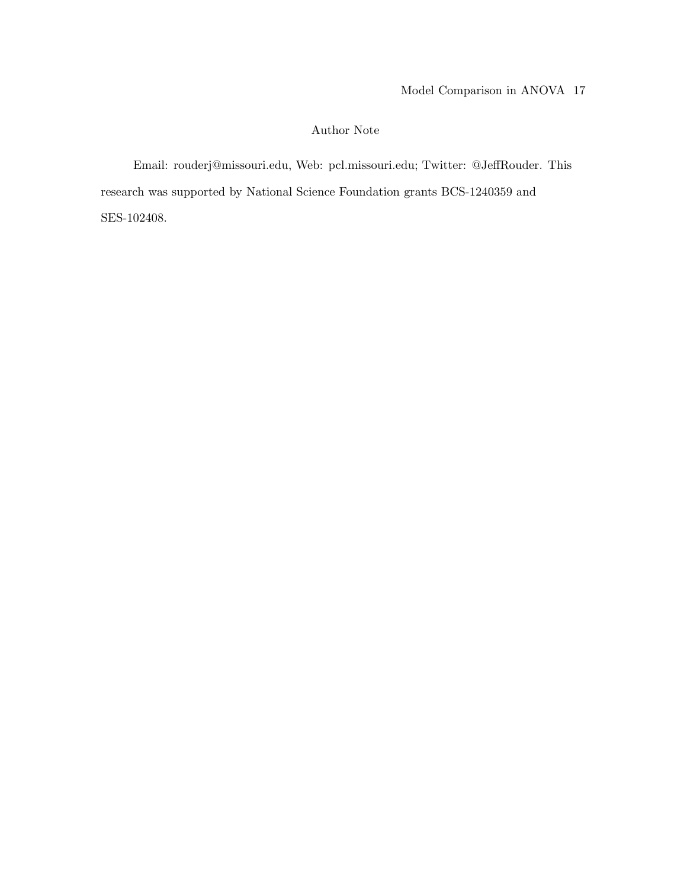# Author Note

Email: rouderj@missouri.edu, Web: pcl.missouri.edu; Twitter: @JeffRouder. This research was supported by National Science Foundation grants BCS-1240359 and SES-102408.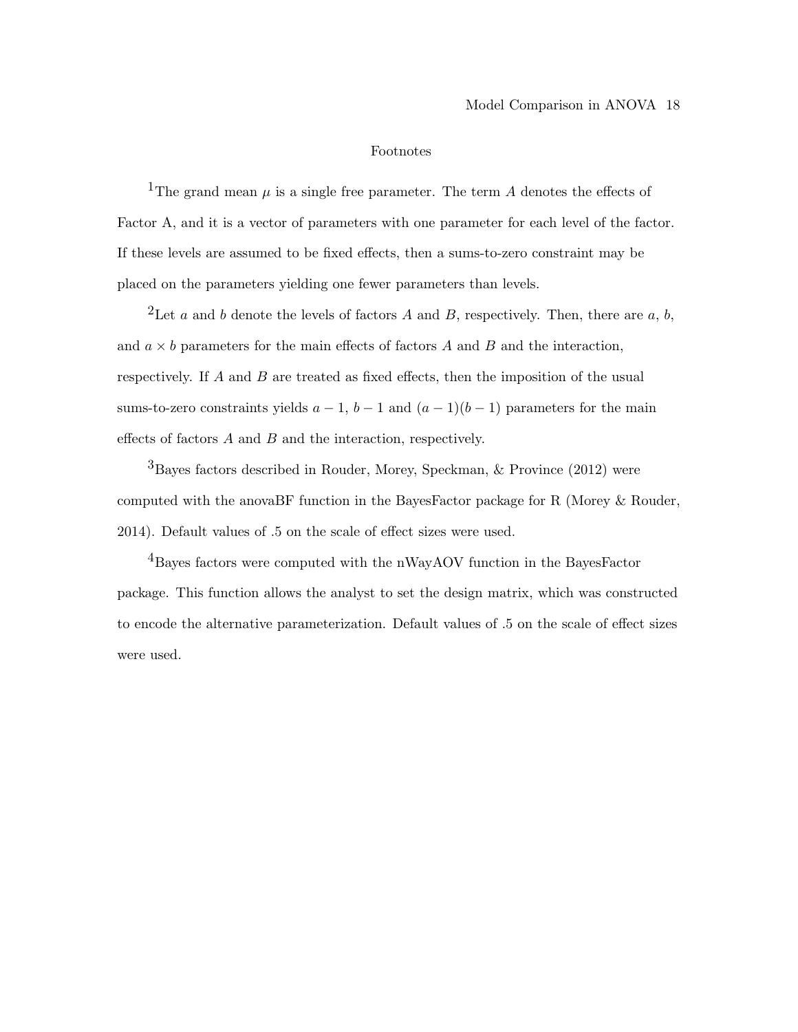# Footnotes

[1]The grand mean $\mu$ is a single free parameter. The term $A$ denotes the effects of Factor A, and it is a vector of parameters with one parameter for each level of the factor. If these levels are assumed to be fixed effects, then a sums-to-zero constraint may be placed on the parameters yielding one fewer parameters than levels.

[2]Let $a$ and $b$ denote the levels of factors $A$ and $B$, respectively. Then, there are $a$, $b$, and $a \times b$ parameters for the main effects of factors $A$ and $B$ and the interaction, respectively. If $A$ and $B$ are treated as fixed effects, then the imposition of the usual sums-to-zero constraints yields $a - 1$, $b - 1$ and $(a - 1)(b - 1)$ parameters for the main effects of factors $A$ and $B$ and the interaction, respectively.

[3]Bayes factors described in Rouder, Morey, Speckman, & Province (2012) were computed with the anovaBF function in the BayesFactor package for R (Morey & Rouder, 2014). Default values of .5 on the scale of effect sizes were used.

[4]Bayes factors were computed with the nWayAOV function in the BayesFactor package. This function allows the analyst to set the design matrix, which was constructed to encode the alternative parameterization. Default values of .5 on the scale of effect sizes were used.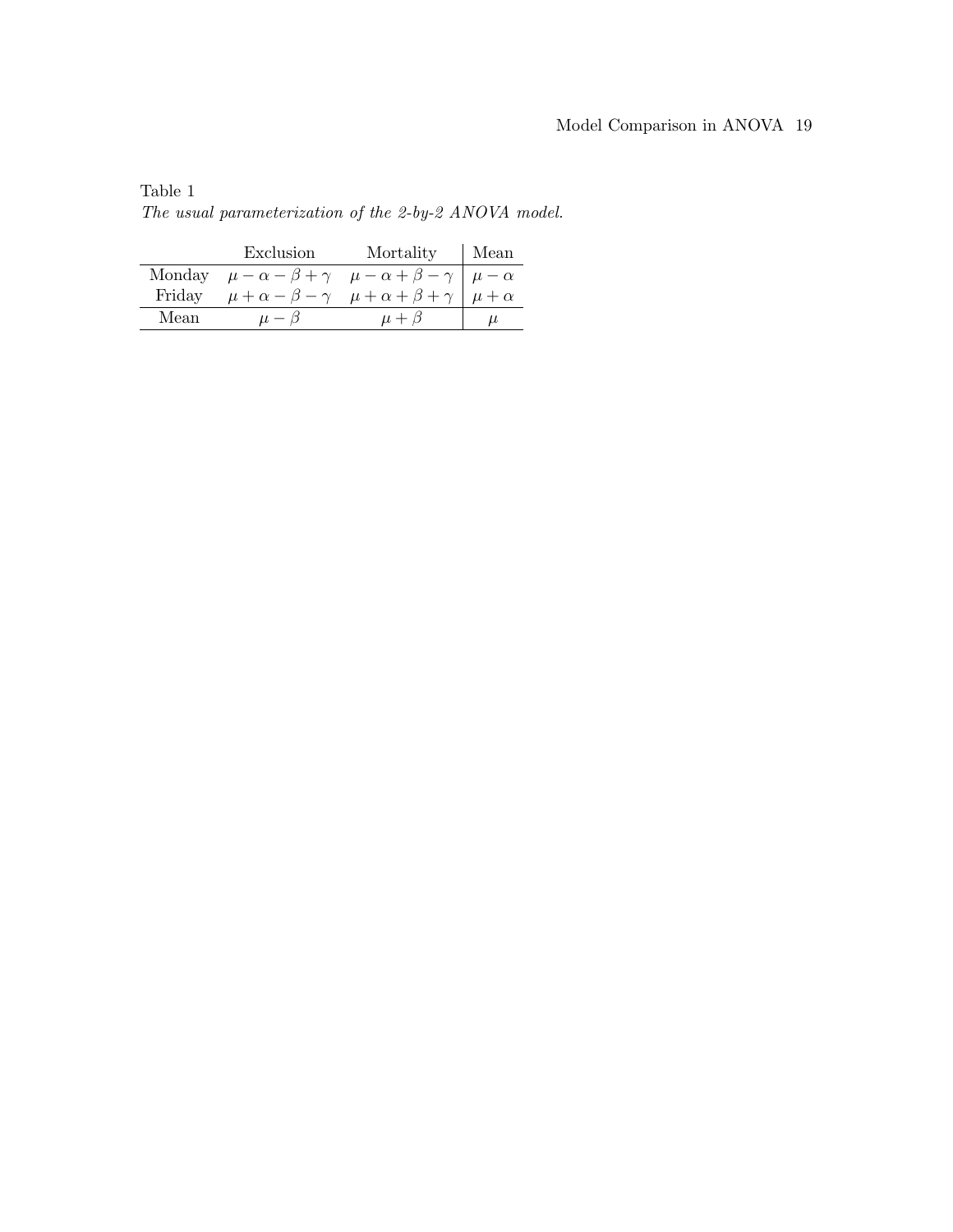Table 1

*The usual parameterization of the 2-by-2 ANOVA model.*

| | Exclusion | Mortality | Mean |
|---|---|---|---|
| Monday | $\mu - \alpha - \beta + \gamma$ | $\mu - \alpha + \beta - \gamma$ | $\mu - \alpha$ |
| Friday | $\mu + \alpha - \beta - \gamma$ | $\mu + \alpha + \beta + \gamma$ | $\mu + \alpha$ |
| Mean | $\mu - \beta$ | $\mu + \beta$ | $\mu$ |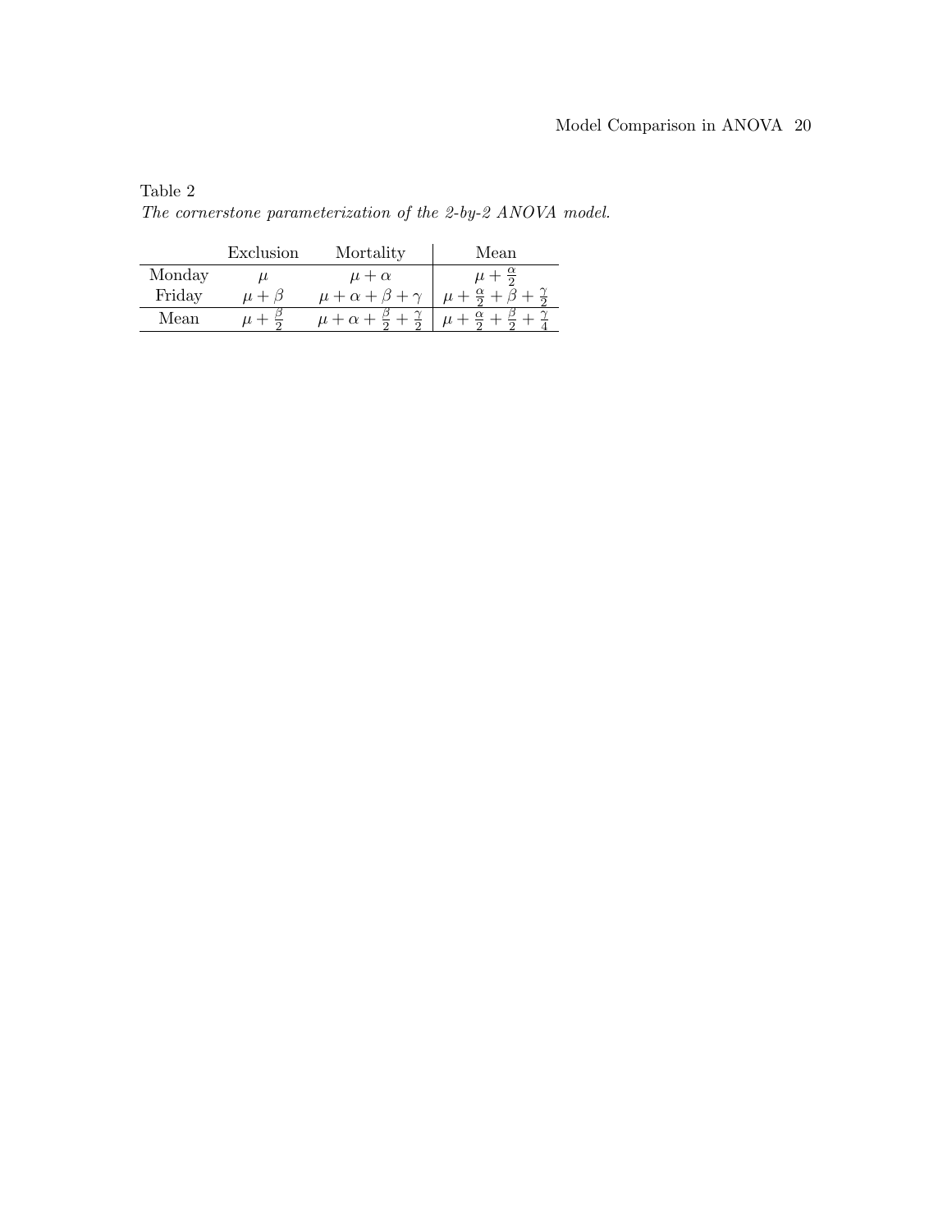Table 2

*The cornerstone parameterization of the 2-by-2 ANOVA model.*

| | Exclusion | Mortality | Mean |
|---|---|---|---|
| Monday | $\mu$ | $\mu + \alpha$ | $\mu + \frac{\alpha}{2}$ |
| Friday | $\mu + \beta$ | $\mu + \alpha + \beta + \gamma$ | $\mu + \frac{\alpha}{2} + \beta + \frac{\gamma}{2}$ |
| Mean | $\mu + \frac{\beta}{2}$ | $\mu + \alpha + \frac{\beta}{2} + \frac{\gamma}{2}$ | $\mu + \frac{\alpha}{2} + \frac{\beta}{2} + \frac{\gamma}{4}$ |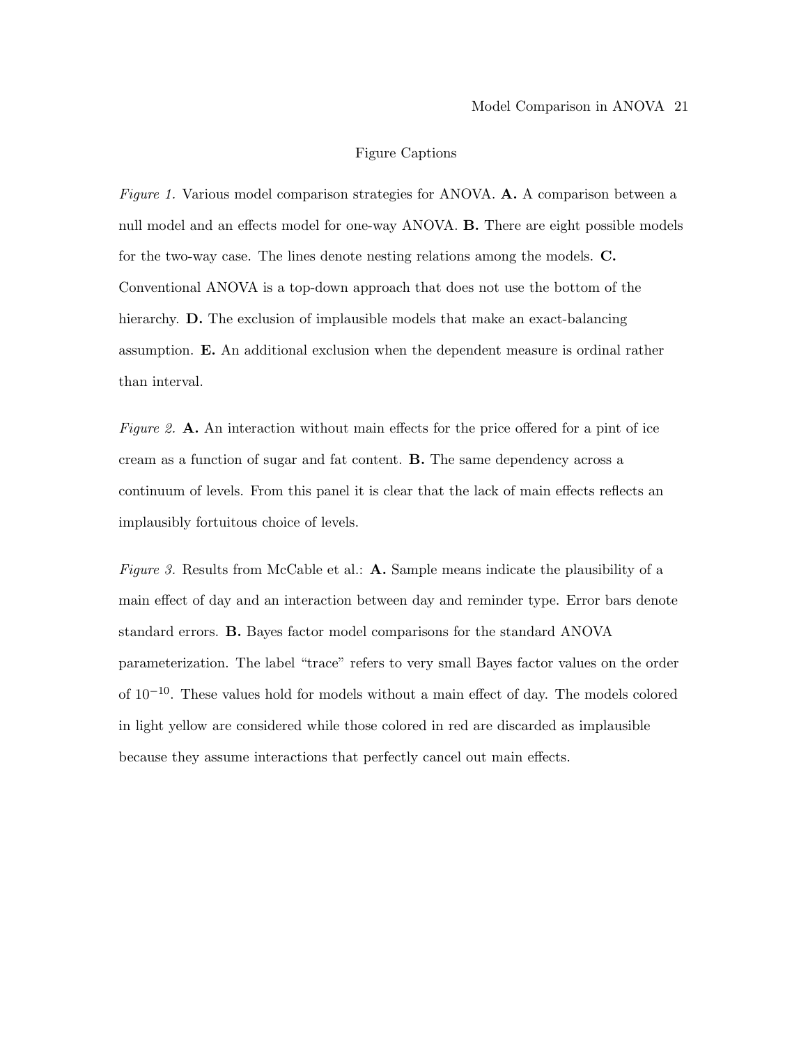## Figure Captions

*Figure 1.* Various model comparison strategies for ANOVA. **A.** A comparison between a null model and an effects model for one-way ANOVA. **B.** There are eight possible models for the two-way case. The lines denote nesting relations among the models. **C.** Conventional ANOVA is a top-down approach that does not use the bottom of the hierarchy. **D.** The exclusion of implausible models that make an exact-balancing assumption. **E.** An additional exclusion when the dependent measure is ordinal rather than interval.

*Figure 2.* **A.** An interaction without main effects for the price offered for a pint of ice cream as a function of sugar and fat content. **B.** The same dependency across a continuum of levels. From this panel it is clear that the lack of main effects reflects an implausibly fortuitous choice of levels.

*Figure 3.* Results from McCable et al.: **A.** Sample means indicate the plausibility of a main effect of day and an interaction between day and reminder type. Error bars denote standard errors. **B.** Bayes factor model comparisons for the standard ANOVA parameterization. The label "trace" refers to very small Bayes factor values on the order of $10^{-10}$. These values hold for models without a main effect of day. The models colored in light yellow are considered while those colored in red are discarded as implausible because they assume interactions that perfectly cancel out main effects.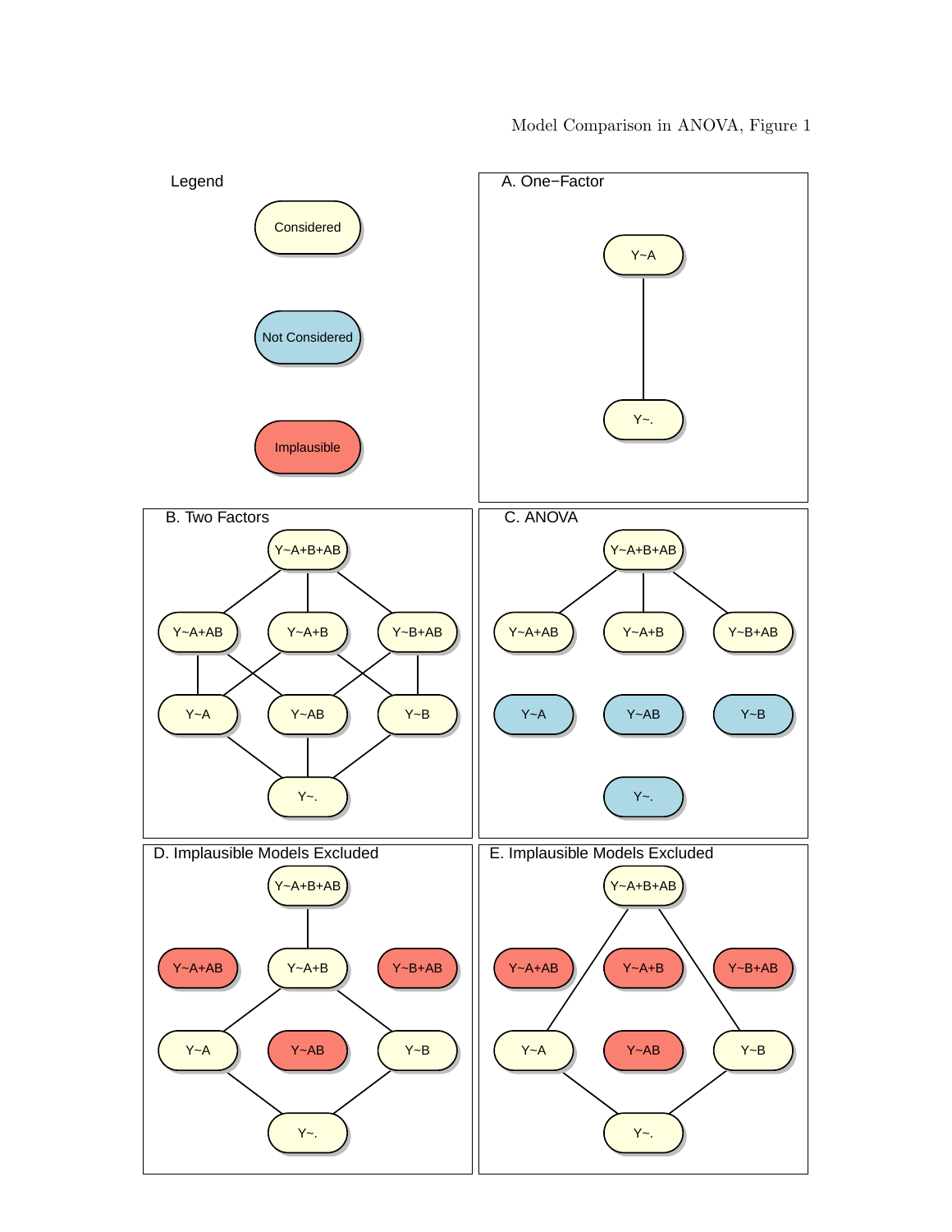Model Comparison in ANOVA, Figure 1

Legend

Considered

Not Considered

Implausible

A. One−Factor

Y~A

Y~.

B. Two Factors

Y~A+B+AB

Y~A+AB

Y~A+B

Y~B+AB

Y~A

Y~AB

Y~B

Y~.

C. ANOVA

Y~A+B+AB

Y~A+AB

Y~A+B

Y~B+AB

Y~A

Y~AB

Y~B

Y~.

D. Implausible Models Excluded

Y~A+B+AB

Y~A+AB

Y~A+B

Y~B+AB

Y~A

Y~AB

Y~B

Y~.

E. Implausible Models Excluded

Y~A+B+AB

Y~A+AB

Y~A+B

Y~B+AB

Y~A

Y~AB

Y~B

Y~.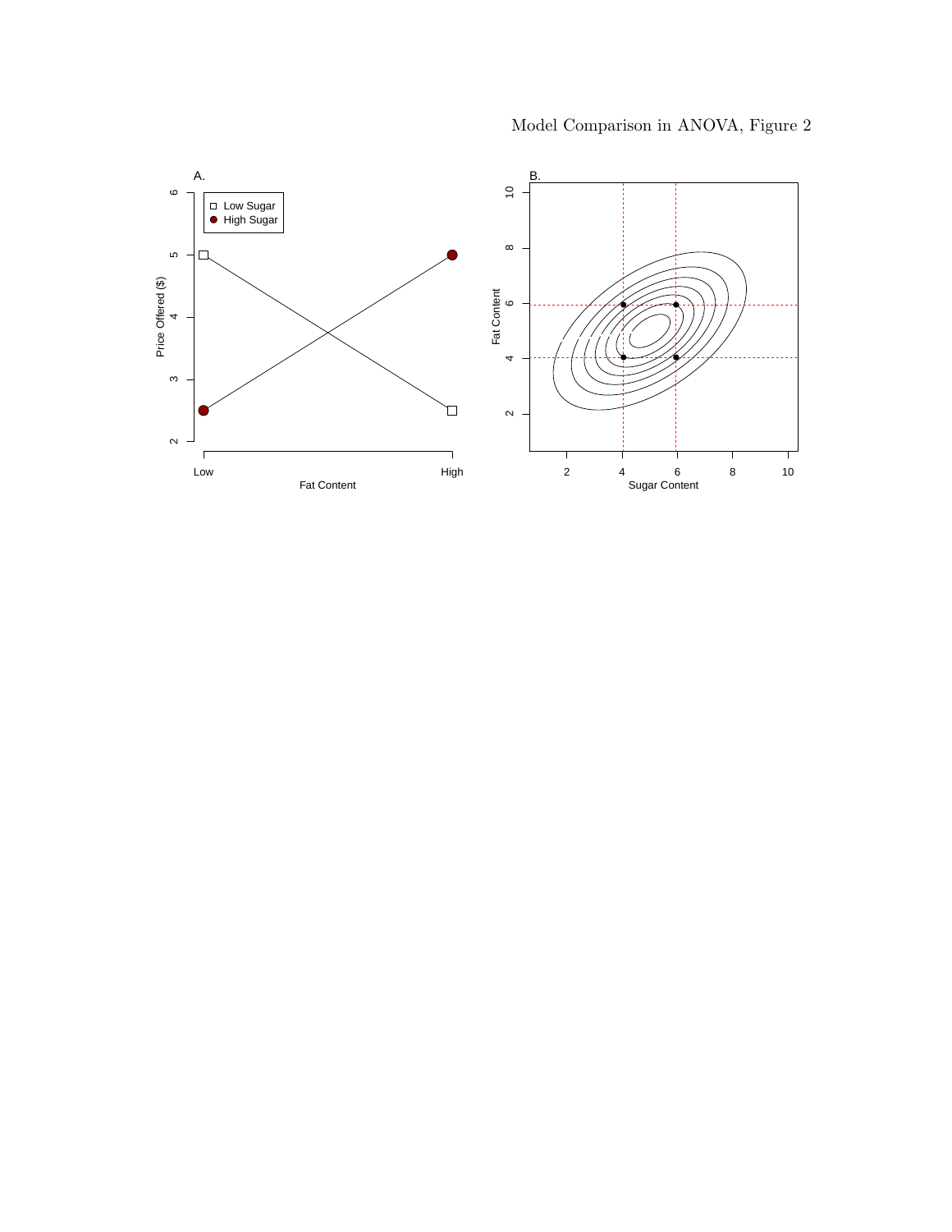Model Comparison in ANOVA, Figure 2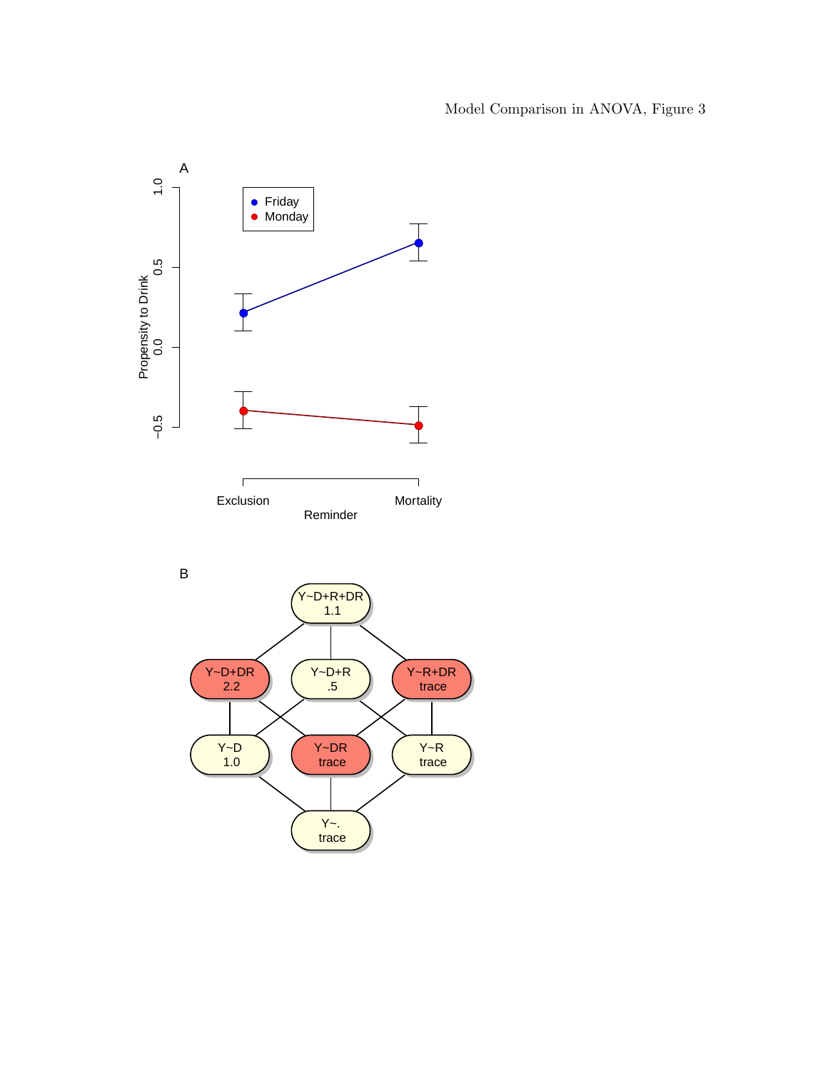Model Comparison in ANOVA, Figure 3

A

Propensity to Drink

1.0
0.5
0.0
−0.5

Friday
Monday

Exclusion
Mortality
Reminder

B

Y~D+R+DR
1.1

Y~D+DR
2.2

Y~D+R
.5

Y~R+DR
trace

Y~D
1.0

Y~DR
trace

Y~R
trace

Y~.
trace